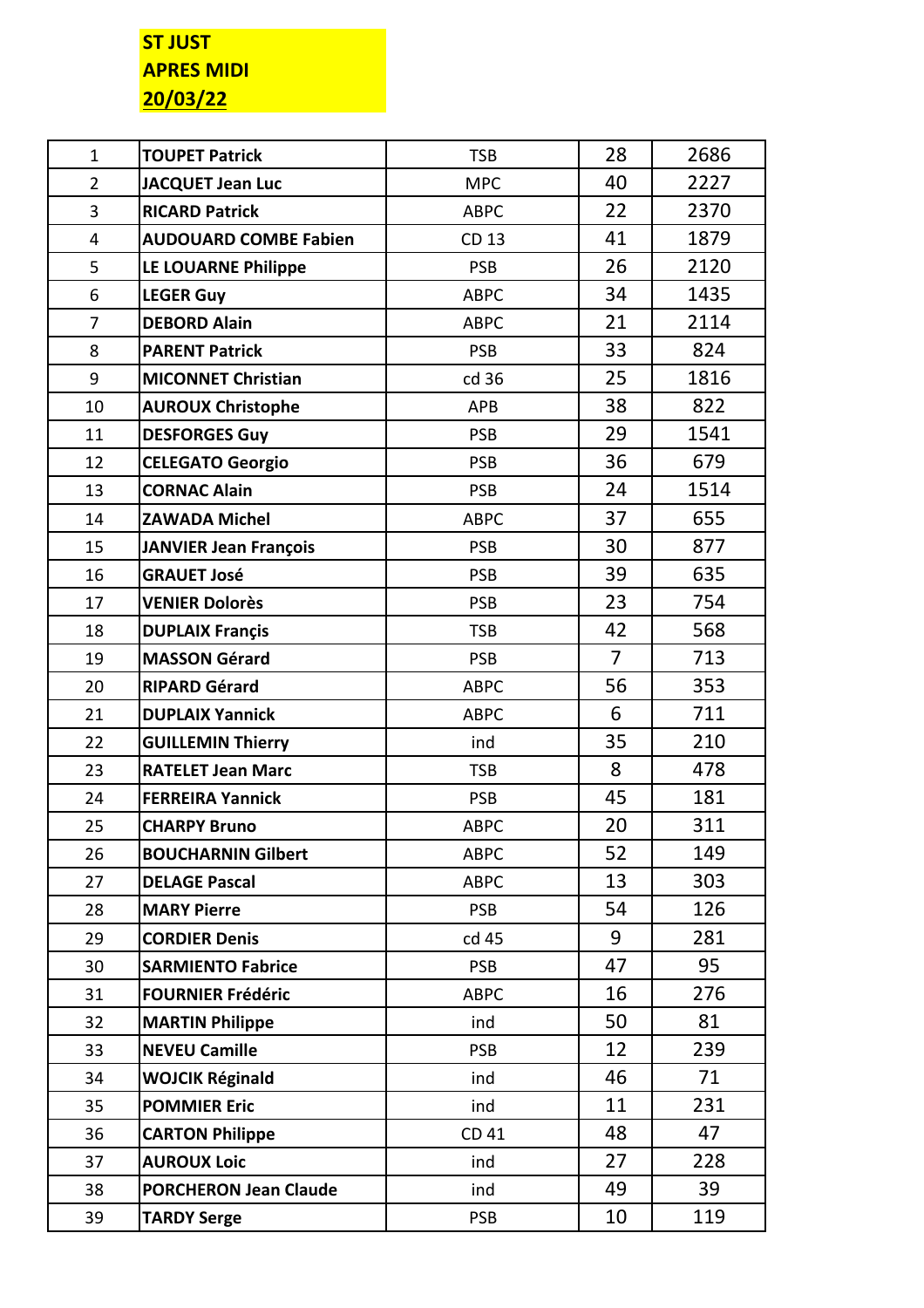**ST JUST**
**APRES MIDI**
**20/03/22**

| | | | | |
|---|---|---|---|---|
| 1 | **TOUPET Patrick** | TSB | 28 | 2686 |
| 2 | **JACQUET Jean Luc** | MPC | 40 | 2227 |
| 3 | **RICARD Patrick** | ABPC | 22 | 2370 |
| 4 | **AUDOUARD COMBE Fabien** | CD 13 | 41 | 1879 |
| 5 | **LE LOUARNE Philippe** | PSB | 26 | 2120 |
| 6 | **LEGER Guy** | ABPC | 34 | 1435 |
| 7 | **DEBORD Alain** | ABPC | 21 | 2114 |
| 8 | **PARENT Patrick** | PSB | 33 | 824 |
| 9 | **MICONNET Christian** | cd 36 | 25 | 1816 |
| 10 | **AUROUX Christophe** | APB | 38 | 822 |
| 11 | **DESFORGES Guy** | PSB | 29 | 1541 |
| 12 | **CELEGATO Georgio** | PSB | 36 | 679 |
| 13 | **CORNAC Alain** | PSB | 24 | 1514 |
| 14 | **ZAWADA Michel** | ABPC | 37 | 655 |
| 15 | **JANVIER Jean François** | PSB | 30 | 877 |
| 16 | **GRAUET José** | PSB | 39 | 635 |
| 17 | **VENIER Dolorès** | PSB | 23 | 754 |
| 18 | **DUPLAIX Françis** | TSB | 42 | 568 |
| 19 | **MASSON Gérard** | PSB | 7 | 713 |
| 20 | **RIPARD Gérard** | ABPC | 56 | 353 |
| 21 | **DUPLAIX Yannick** | ABPC | 6 | 711 |
| 22 | **GUILLEMIN Thierry** | ind | 35 | 210 |
| 23 | **RATELET Jean Marc** | TSB | 8 | 478 |
| 24 | **FERREIRA Yannick** | PSB | 45 | 181 |
| 25 | **CHARPY Bruno** | ABPC | 20 | 311 |
| 26 | **BOUCHARNIN Gilbert** | ABPC | 52 | 149 |
| 27 | **DELAGE Pascal** | ABPC | 13 | 303 |
| 28 | **MARY Pierre** | PSB | 54 | 126 |
| 29 | **CORDIER Denis** | cd 45 | 9 | 281 |
| 30 | **SARMIENTO Fabrice** | PSB | 47 | 95 |
| 31 | **FOURNIER Frédéric** | ABPC | 16 | 276 |
| 32 | **MARTIN Philippe** | ind | 50 | 81 |
| 33 | **NEVEU Camille** | PSB | 12 | 239 |
| 34 | **WOJCIK Réginald** | ind | 46 | 71 |
| 35 | **POMMIER Eric** | ind | 11 | 231 |
| 36 | **CARTON Philippe** | CD 41 | 48 | 47 |
| 37 | **AUROUX Loic** | ind | 27 | 228 |
| 38 | **PORCHERON Jean Claude** | ind | 49 | 39 |
| 39 | **TARDY Serge** | PSB | 10 | 119 |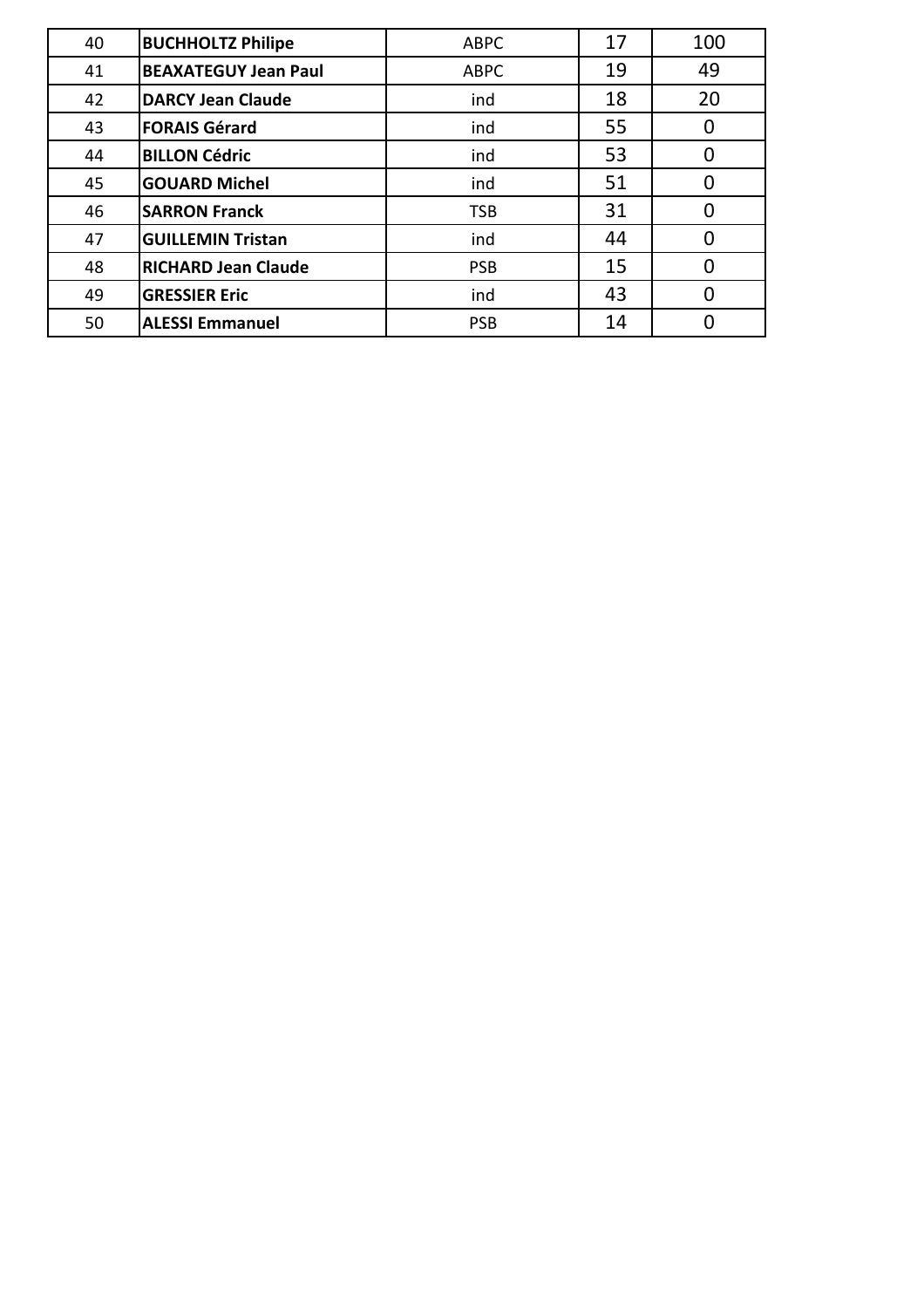| | | | | |
|---|---|---|---|---|
| 40 | **BUCHHOLTZ Philipe** | ABPC | 17 | 100 |
| 41 | **BEAXATEGUY Jean Paul** | ABPC | 19 | 49 |
| 42 | **DARCY Jean Claude** | ind | 18 | 20 |
| 43 | **FORAIS Gérard** | ind | 55 | 0 |
| 44 | **BILLON Cédric** | ind | 53 | 0 |
| 45 | **GOUARD Michel** | ind | 51 | 0 |
| 46 | **SARRON Franck** | TSB | 31 | 0 |
| 47 | **GUILLEMIN Tristan** | ind | 44 | 0 |
| 48 | **RICHARD Jean Claude** | PSB | 15 | 0 |
| 49 | **GRESSIER Eric** | ind | 43 | 0 |
| 50 | **ALESSI Emmanuel** | PSB | 14 | 0 |